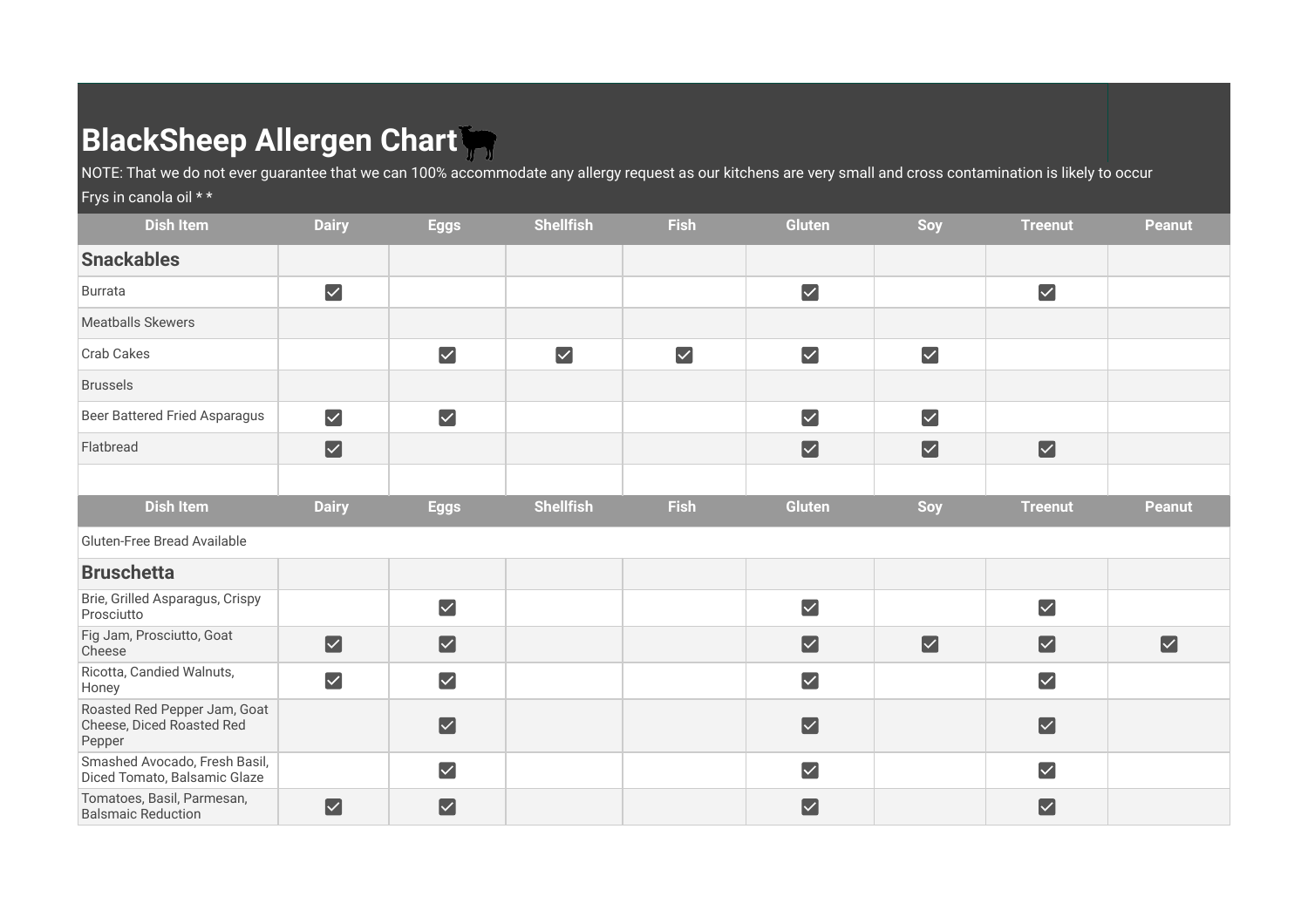# BlackSheep Allergen Chart

NOTE: That we do not ever guarantee that we can 100% accommodate any allergy request as our kitchens are very small and cross contamination is likely to occur

Frys in canola oil * *

| Dish Item | Dairy | Eggs | Shellfish | Fish | Gluten | Soy | Treenut | Peanut |
|---|---|---|---|---|---|---|---|---|
| **Snackables** | | | | | | | | |
| Burrata | ☑ | | | | ☑ | | ☑ | |
| Meatballs Skewers | | | | | | | | |
| Crab Cakes | | ☑ | ☑ | ☑ | ☑ | ☑ | | |
| Brussels | | | | | | | | |
| Beer Battered Fried Asparagus | ☑ | ☑ | | | ☑ | ☑ | | |
| Flatbread | ☑ | | | | ☑ | ☑ | ☑ | |
| | | | | | | | | |

| Dish Item | Dairy | Eggs | Shellfish | Fish | Gluten | Soy | Treenut | Peanut |
|---|---|---|---|---|---|---|---|---|
| Gluten-Free Bread Available | | | | | | | | |
| **Bruschetta** | | | | | | | | |
| Brie, Grilled Asparagus, Crispy Prosciutto | | ☑ | | | ☑ | | ☑ | |
| Fig Jam, Prosciutto, Goat Cheese | ☑ | ☑ | | | ☑ | ☑ | ☑ | ☑ |
| Ricotta, Candied Walnuts, Honey | ☑ | ☑ | | | ☑ | | ☑ | |
| Roasted Red Pepper Jam, Goat Cheese, Diced Roasted Red Pepper | | ☑ | | | ☑ | | ☑ | |
| Smashed Avocado, Fresh Basil, Diced Tomato, Balsamic Glaze | | ☑ | | | ☑ | | ☑ | |
| Tomatoes, Basil, Parmesan, Balsmaic Reduction | ☑ | ☑ | | | ☑ | | ☑ | |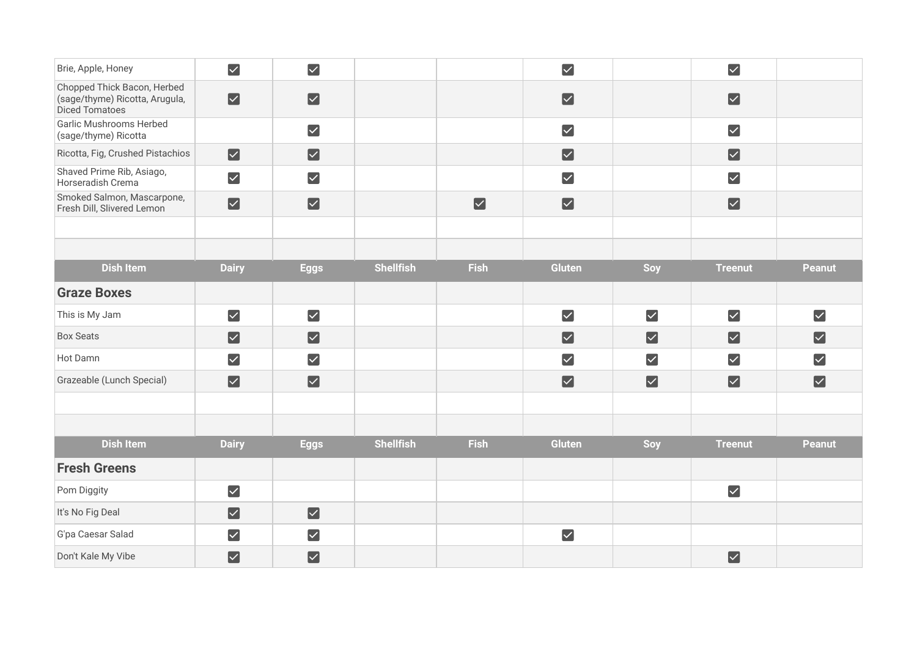| | | | | | | | | |
|---|---|---|---|---|---|---|---|---|
| Brie, Apple, Honey | ☑ | ☑ | | | ☑ | | ☑ | |
| Chopped Thick Bacon, Herbed (sage/thyme) Ricotta, Arugula, Diced Tomatoes | ☑ | ☑ | | | ☑ | | ☑ | |
| Garlic Mushrooms Herbed (sage/thyme) Ricotta | | ☑ | | | ☑ | | ☑ | |
| Ricotta, Fig, Crushed Pistachios | ☑ | ☑ | | | ☑ | | ☑ | |
| Shaved Prime Rib, Asiago, Horseradish Crema | ☑ | ☑ | | | ☑ | | ☑ | |
| Smoked Salmon, Mascarpone, Fresh Dill, Slivered Lemon | ☑ | ☑ | | ☑ | ☑ | | ☑ | |
| | | | | | | | | |
| | | | | | | | | |

| Dish Item | Dairy | Eggs | Shellfish | Fish | Gluten | Soy | Treenut | Peanut |
|---|---|---|---|---|---|---|---|---|
| **Graze Boxes** | | | | | | | | |
| This is My Jam | ☑ | ☑ | | | ☑ | ☑ | ☑ | ☑ |
| Box Seats | ☑ | ☑ | | | ☑ | ☑ | ☑ | ☑ |
| Hot Damn | ☑ | ☑ | | | ☑ | ☑ | ☑ | ☑ |
| Grazeable (Lunch Special) | ☑ | ☑ | | | ☑ | ☑ | ☑ | ☑ |
| | | | | | | | | |
| | | | | | | | | |

| Dish Item | Dairy | Eggs | Shellfish | Fish | Gluten | Soy | Treenut | Peanut |
|---|---|---|---|---|---|---|---|---|
| **Fresh Greens** | | | | | | | | |
| Pom Diggity | ☑ | | | | | | ☑ | |
| It's No Fig Deal | ☑ | ☑ | | | | | | |
| G'pa Caesar Salad | ☑ | ☑ | | | ☑ | | | |
| Don't Kale My Vibe | ☑ | ☑ | | | | | ☑ | |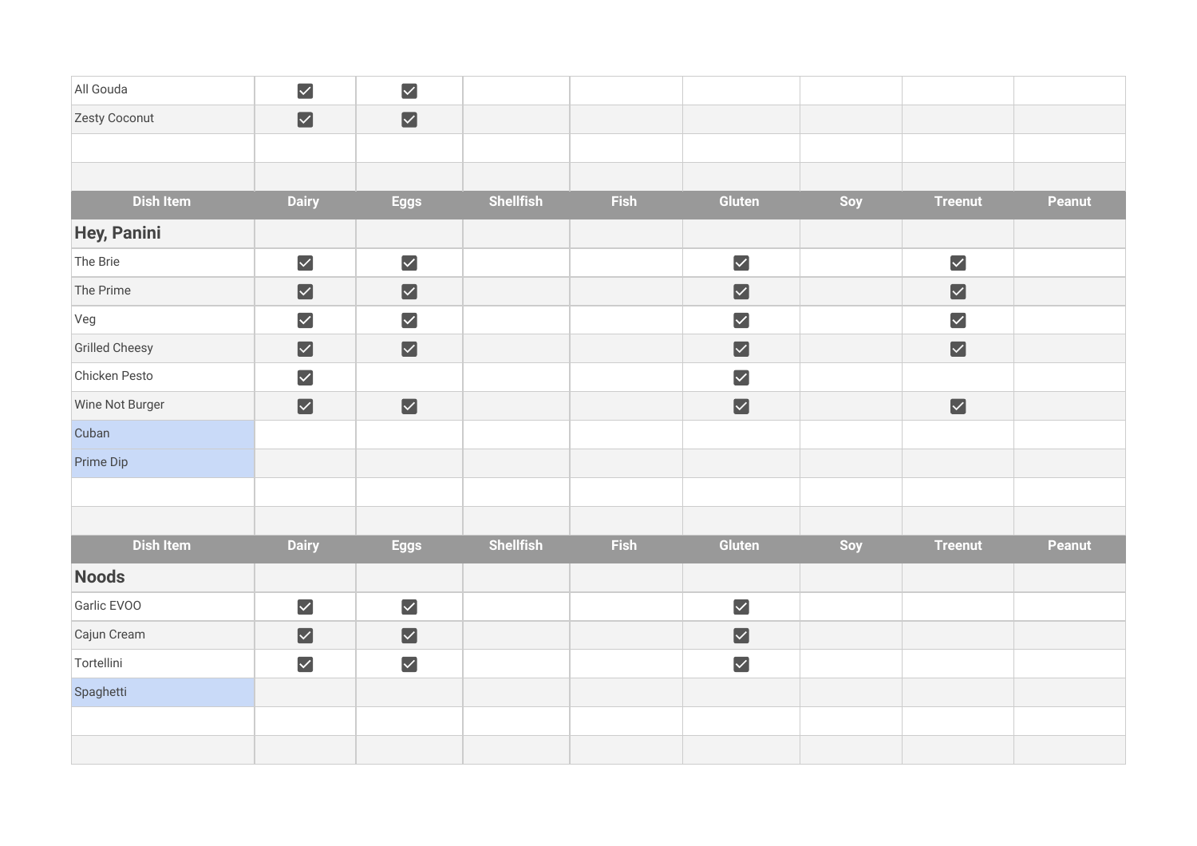| | | | | | | | | |
|---|---|---|---|---|---|---|---|---|
| All Gouda | ✓ | ✓ | | | | | | |
| Zesty Coconut | ✓ | ✓ | | | | | | |
| | | | | | | | | |
| | | | | | | | | |

| Dish Item | Dairy | Eggs | Shellfish | Fish | Gluten | Soy | Treenut | Peanut |
|---|---|---|---|---|---|---|---|---|
| **Hey, Panini** | | | | | | | | |
| The Brie | ✓ | ✓ | | | ✓ | | ✓ | |
| The Prime | ✓ | ✓ | | | ✓ | | ✓ | |
| Veg | ✓ | ✓ | | | ✓ | | ✓ | |
| Grilled Cheesy | ✓ | ✓ | | | ✓ | | ✓ | |
| Chicken Pesto | ✓ | | | | ✓ | | | |
| Wine Not Burger | ✓ | ✓ | | | ✓ | | ✓ | |
| Cuban | | | | | | | | |
| Prime Dip | | | | | | | | |
| | | | | | | | | |
| | | | | | | | | |

| Dish Item | Dairy | Eggs | Shellfish | Fish | Gluten | Soy | Treenut | Peanut |
|---|---|---|---|---|---|---|---|---|
| **Noods** | | | | | | | | |
| Garlic EVOO | ✓ | ✓ | | | ✓ | | | |
| Cajun Cream | ✓ | ✓ | | | ✓ | | | |
| Tortellini | ✓ | ✓ | | | ✓ | | | |
| Spaghetti | | | | | | | | |
| | | | | | | | | |
| | | | | | | | | |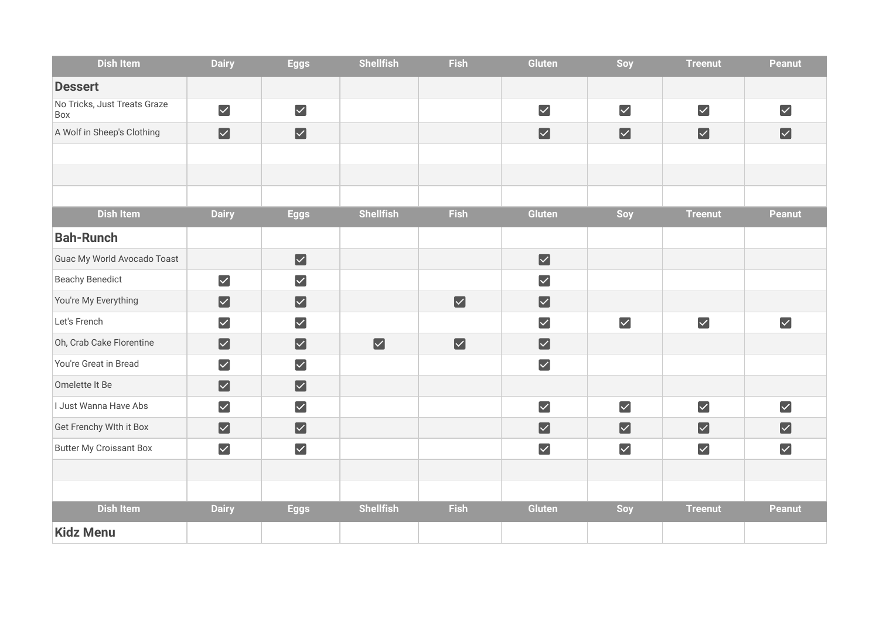| Dish Item | Dairy | Eggs | Shellfish | Fish | Gluten | Soy | Treenut | Peanut |
|---|---|---|---|---|---|---|---|---|
| **Dessert** | | | | | | | | |
| No Tricks, Just Treats Graze Box | ☑ | ☑ | | | ☑ | ☑ | ☑ | ☑ |
| A Wolf in Sheep's Clothing | ☑ | ☑ | | | ☑ | ☑ | ☑ | ☑ |
| | | | | | | | | |
| | | | | | | | | |
| | | | | | | | | |

| Dish Item | Dairy | Eggs | Shellfish | Fish | Gluten | Soy | Treenut | Peanut |
|---|---|---|---|---|---|---|---|---|
| **Bah-Runch** | | | | | | | | |
| Guac My World Avocado Toast | | ☑ | | | ☑ | | | |
| Beachy Benedict | ☑ | ☑ | | | ☑ | | | |
| You're My Everything | ☑ | ☑ | | ☑ | ☑ | | | |
| Let's French | ☑ | ☑ | | | ☑ | ☑ | ☑ | ☑ |
| Oh, Crab Cake Florentine | ☑ | ☑ | ☑ | ☑ | ☑ | | | |
| You're Great in Bread | ☑ | ☑ | | | ☑ | | | |
| Omelette It Be | ☑ | ☑ | | | | | | |
| I Just Wanna Have Abs | ☑ | ☑ | | | ☑ | ☑ | ☑ | ☑ |
| Get Frenchy WIth it Box | ☑ | ☑ | | | ☑ | ☑ | ☑ | ☑ |
| Butter My Croissant Box | ☑ | ☑ | | | ☑ | ☑ | ☑ | ☑ |
| | | | | | | | | |
| | | | | | | | | |

| Dish Item | Dairy | Eggs | Shellfish | Fish | Gluten | Soy | Treenut | Peanut |
|---|---|---|---|---|---|---|---|---|
| **Kidz Menu** | | | | | | | | |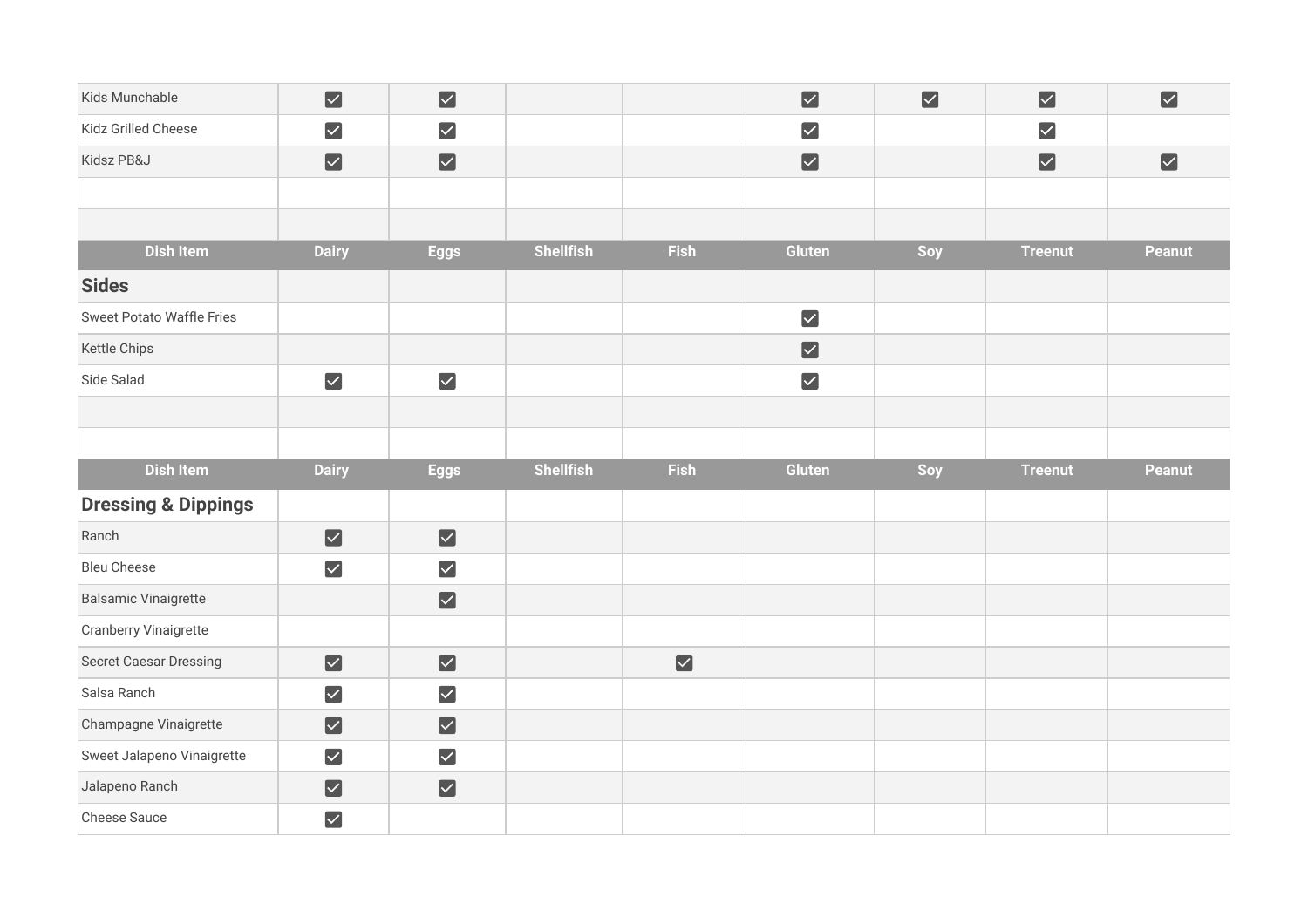| | | | | | | | | |
|---|---|---|---|---|---|---|---|---|
| Kids Munchable | ☑ | ☑ | | | ☑ | ☑ | ☑ | ☑ |
| Kidz Grilled Cheese | ☑ | ☑ | | | ☑ | | ☑ | |
| Kidsz PB&J | ☑ | ☑ | | | ☑ | | ☑ | ☑ |
| | | | | | | | | |
| | | | | | | | | |

| Dish Item | Dairy | Eggs | Shellfish | Fish | Gluten | Soy | Treenut | Peanut |
|---|---|---|---|---|---|---|---|---|
| **Sides** | | | | | | | | |
| Sweet Potato Waffle Fries | | | | | ☑ | | | |
| Kettle Chips | | | | | ☑ | | | |
| Side Salad | ☑ | ☑ | | | ☑ | | | |
| | | | | | | | | |
| | | | | | | | | |

| Dish Item | Dairy | Eggs | Shellfish | Fish | Gluten | Soy | Treenut | Peanut |
|---|---|---|---|---|---|---|---|---|
| **Dressing & Dippings** | | | | | | | | |
| Ranch | ☑ | ☑ | | | | | | |
| Bleu Cheese | ☑ | ☑ | | | | | | |
| Balsamic Vinaigrette | | ☑ | | | | | | |
| Cranberry Vinaigrette | | | | | | | | |
| Secret Caesar Dressing | ☑ | ☑ | | ☑ | | | | |
| Salsa Ranch | ☑ | ☑ | | | | | | |
| Champagne Vinaigrette | ☑ | ☑ | | | | | | |
| Sweet Jalapeno Vinaigrette | ☑ | ☑ | | | | | | |
| Jalapeno Ranch | ☑ | ☑ | | | | | | |
| Cheese Sauce | ☑ | | | | | | | |